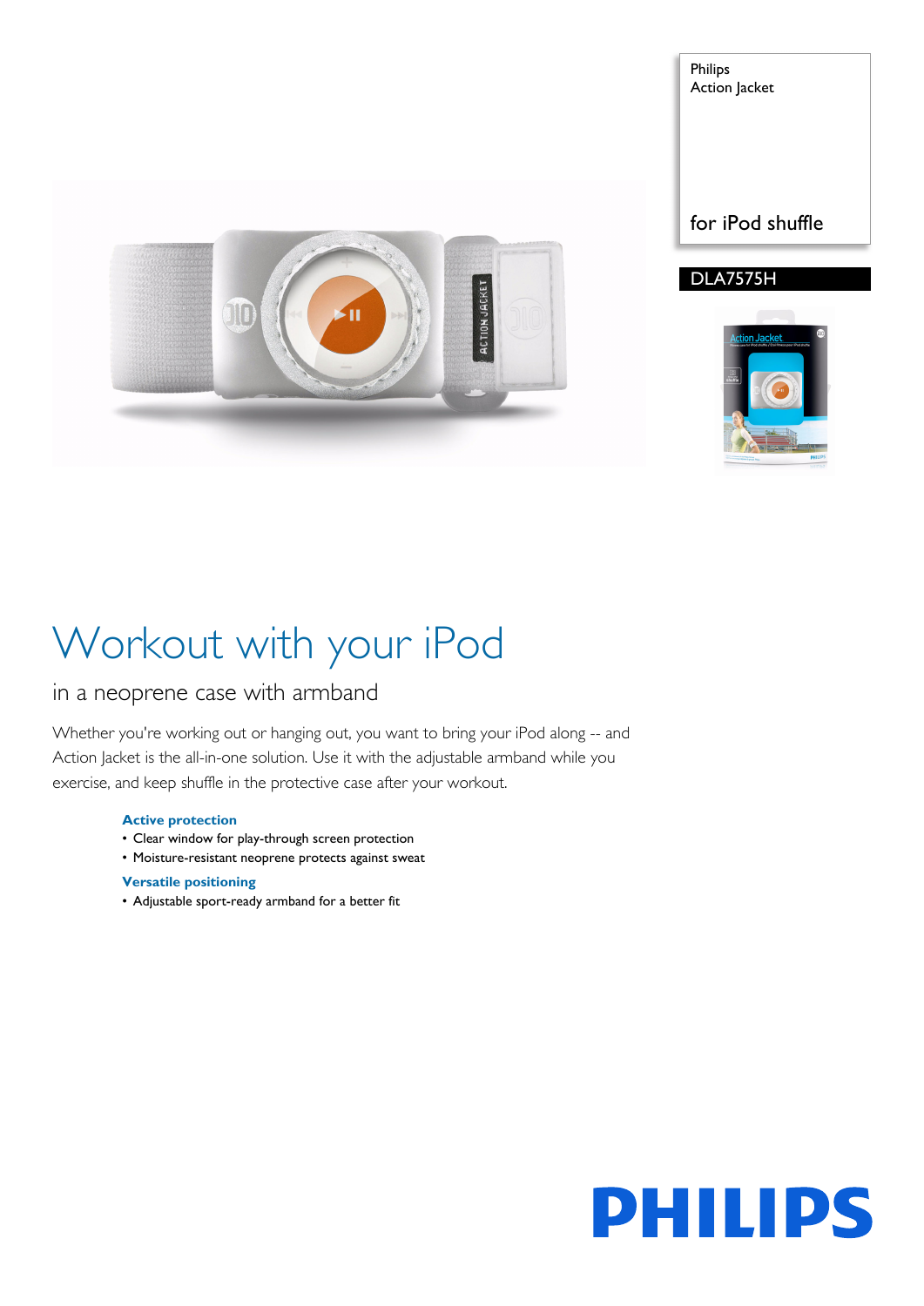Philips
Action Jacket

for iPod shuffle

DLA7575H

# Workout with your iPod

## in a neoprene case with armband

Whether you're working out or hanging out, you want to bring your iPod along -- and Action Jacket is the all-in-one solution. Use it with the adjustable armband while you exercise, and keep shuffle in the protective case after your workout.

**Active protection**

- Clear window for play-through screen protection
- Moisture-resistant neoprene protects against sweat

**Versatile positioning**

- Adjustable sport-ready armband for a better fit

PHILIPS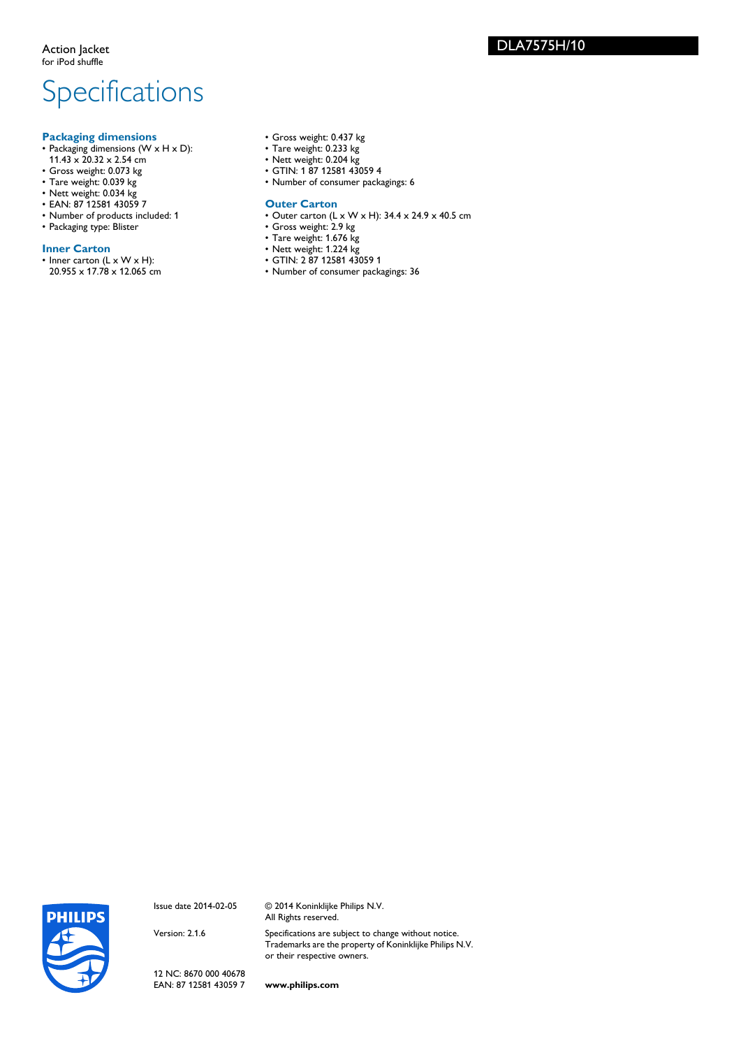Action Jacket
for iPod shuffle

DLA7575H/10

# Specifications

### Packaging dimensions

- Packaging dimensions (W x H x D): 11.43 x 20.32 x 2.54 cm
- Gross weight: 0.073 kg
- Tare weight: 0.039 kg
- Nett weight: 0.034 kg
- EAN: 87 12581 43059 7
- Number of products included: 1
- Packaging type: Blister

### Inner Carton

- Inner carton (L x W x H): 20.955 x 17.78 x 12.065 cm
- Gross weight: 0.437 kg
- Tare weight: 0.233 kg
- Nett weight: 0.204 kg
- GTIN: 1 87 12581 43059 4
- Number of consumer packagings: 6

### Outer Carton

- Outer carton (L x W x H): 34.4 x 24.9 x 40.5 cm
- Gross weight: 2.9 kg
- Tare weight: 1.676 kg
- Nett weight: 1.224 kg
- GTIN: 2 87 12581 43059 1
- Number of consumer packagings: 36

Issue date 2014-02-05

Version: 2.1.6

12 NC: 8670 000 40678
EAN: 87 12581 43059 7

© 2014 Koninklijke Philips N.V.
All Rights reserved.

Specifications are subject to change without notice. Trademarks are the property of Koninklijke Philips N.V. or their respective owners.

**www.philips.com**